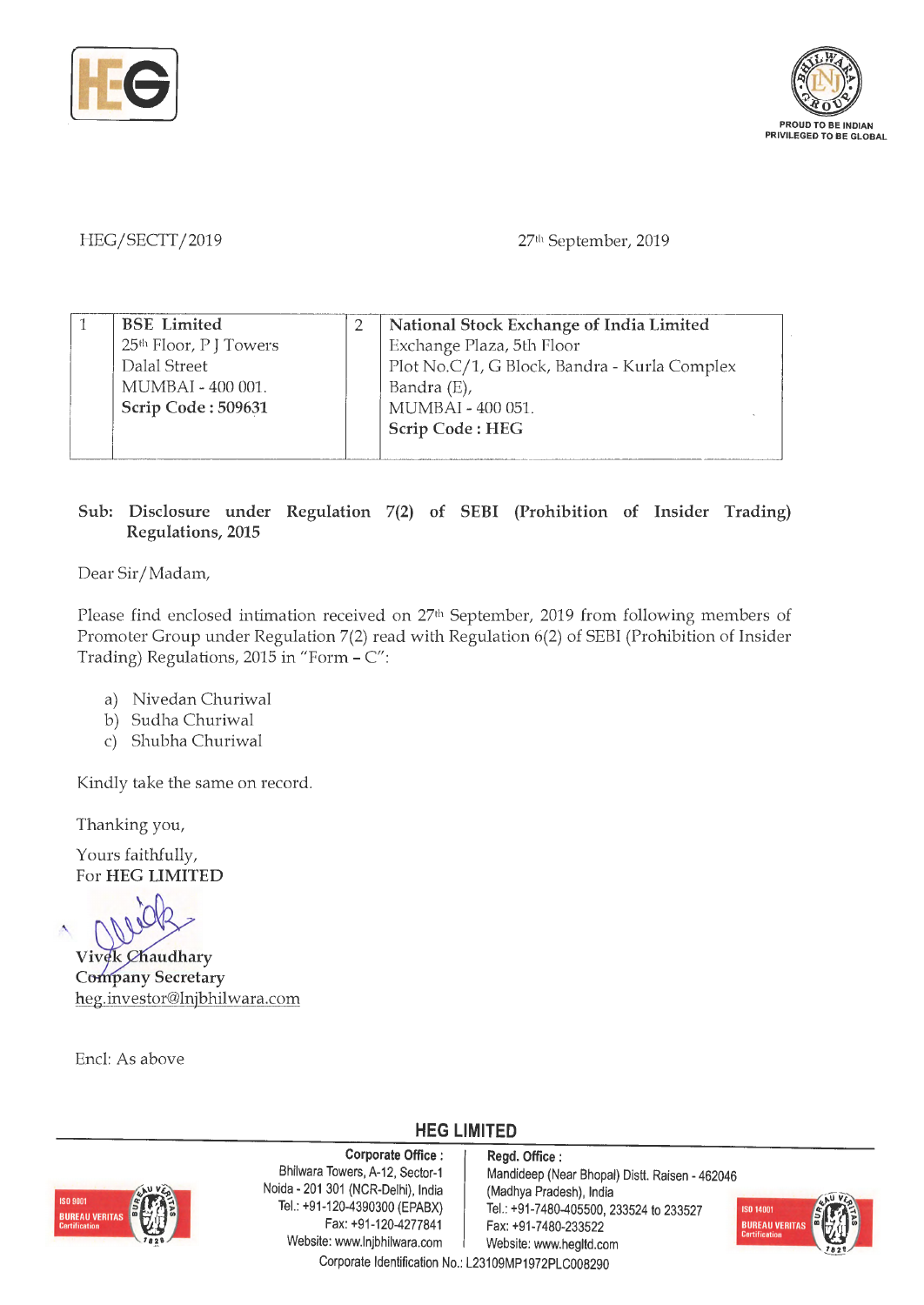HEG/SECTT/2019 27th September, 2019

| 1 | BSE Limited<br>25th Floor, P J Towers<br>Dalal Street<br>MUMBAI - 400 001.<br>**Scrip Code : 509631** | 2 | **National Stock Exchange of India Limited**<br>Exchange Plaza, 5th Floor<br>Plot No.C/1, G Block, Bandra - Kurla Complex<br>Bandra (E),<br>MUMBAI - 400 051.<br>**Scrip Code : HEG** |
|---|---|---|---|

**Sub: Disclosure under Regulation 7(2) of SEBI (Prohibition of Insider Trading) Regulations, 2015**

Dear Sir/Madam,

Please find enclosed intimation received on 27th September, 2019 from following members of Promoter Group under Regulation 7(2) read with Regulation 6(2) of SEBI (Prohibition of Insider Trading) Regulations, 2015 in "Form – C":

a) Nivedan Churiwal
b) Sudha Churiwal
c) Shubha Churiwal

Kindly take the same on record.

Thanking you,

Yours faithfully,
For **HEG LIMITED**

**Vivek Chaudhary**
**Company Secretary**
heg.investor@lnjbhilwara.com

Encl: As above

**HEG LIMITED**

**Corporate Office :**
Bhilwara Towers, A-12, Sector-1
Noida - 201 301 (NCR-Delhi), India
Tel.: +91-120-4390300 (EPABX)
Fax: +91-120-4277841
Website: www.lnjbhilwara.com

**Regd. Office :**
Mandideep (Near Bhopal) Distt. Raisen - 462046
(Madhya Pradesh), India
Tel.: +91-7480-405500, 233524 to 233527
Fax: +91-7480-233522
Website: www.hegltd.com

Corporate Identification No.: L23109MP1972PLC008290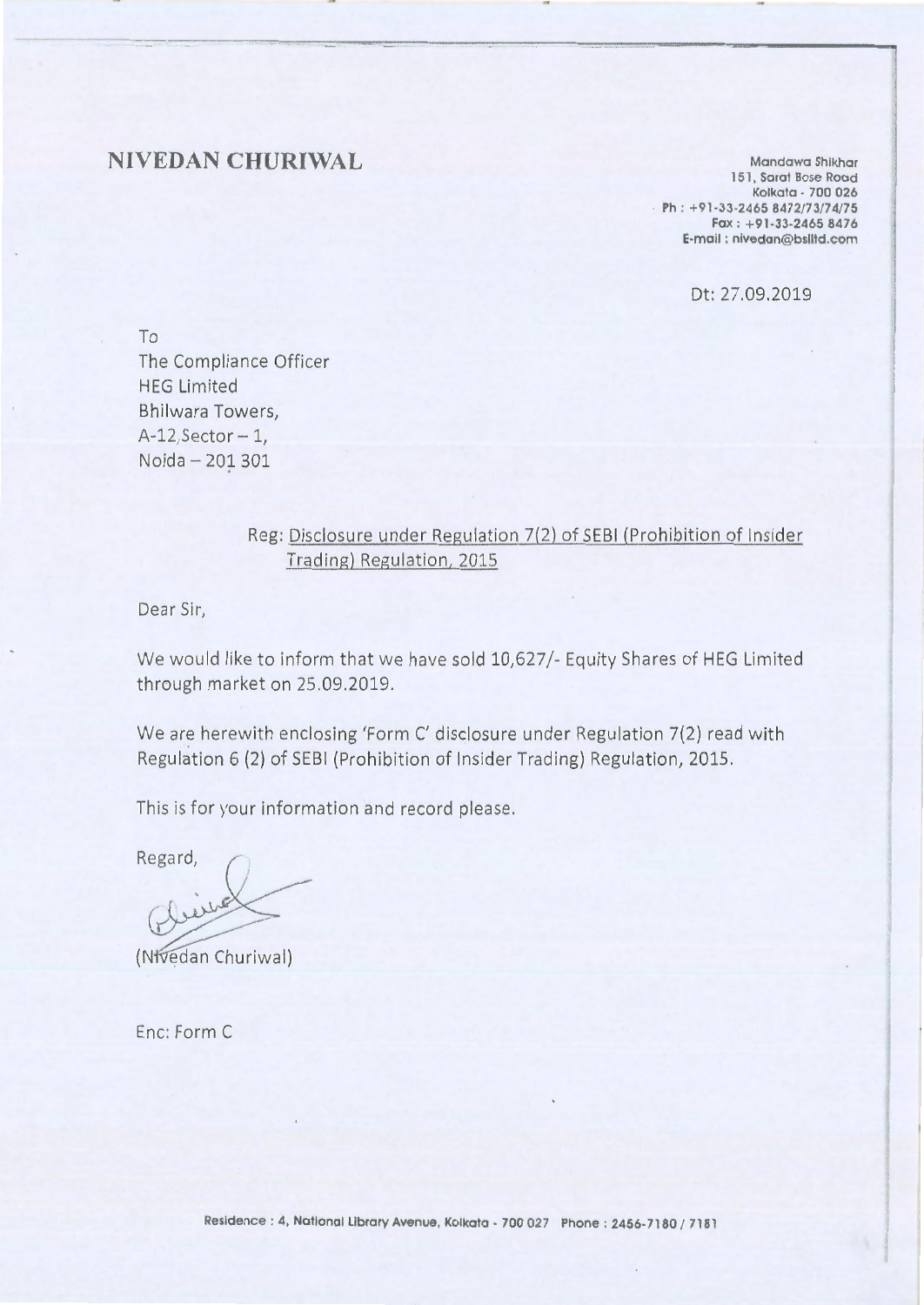# NIVEDAN CHURIWAL

Mandawa Shikhar
151, Sarat Bose Road
Kolkata - 700 026
Ph : +91-33-2465 8472/73/74/75
Fax : +91-33-2465 8476
E-mail : nivedan@bslltd.com

Dt: 27.09.2019

To
The Compliance Officer
HEG Limited
Bhilwara Towers,
A-12,Sector – 1,
Noida – 201 301

Reg: Disclosure under Regulation 7(2) of SEBI (Prohibition of Insider Trading) Regulation, 2015

Dear Sir,

We would like to inform that we have sold 10,627/- Equity Shares of HEG Limited through market on 25.09.2019.

We are herewith enclosing 'Form C' disclosure under Regulation 7(2) read with Regulation 6 (2) of SEBI (Prohibition of Insider Trading) Regulation, 2015.

This is for your information and record please.

Regard,

(Nivedan Churiwal)

Enc: Form C

Residence : 4, National Library Avenue, Kolkata - 700 027 Phone : 2456-7180 / 7181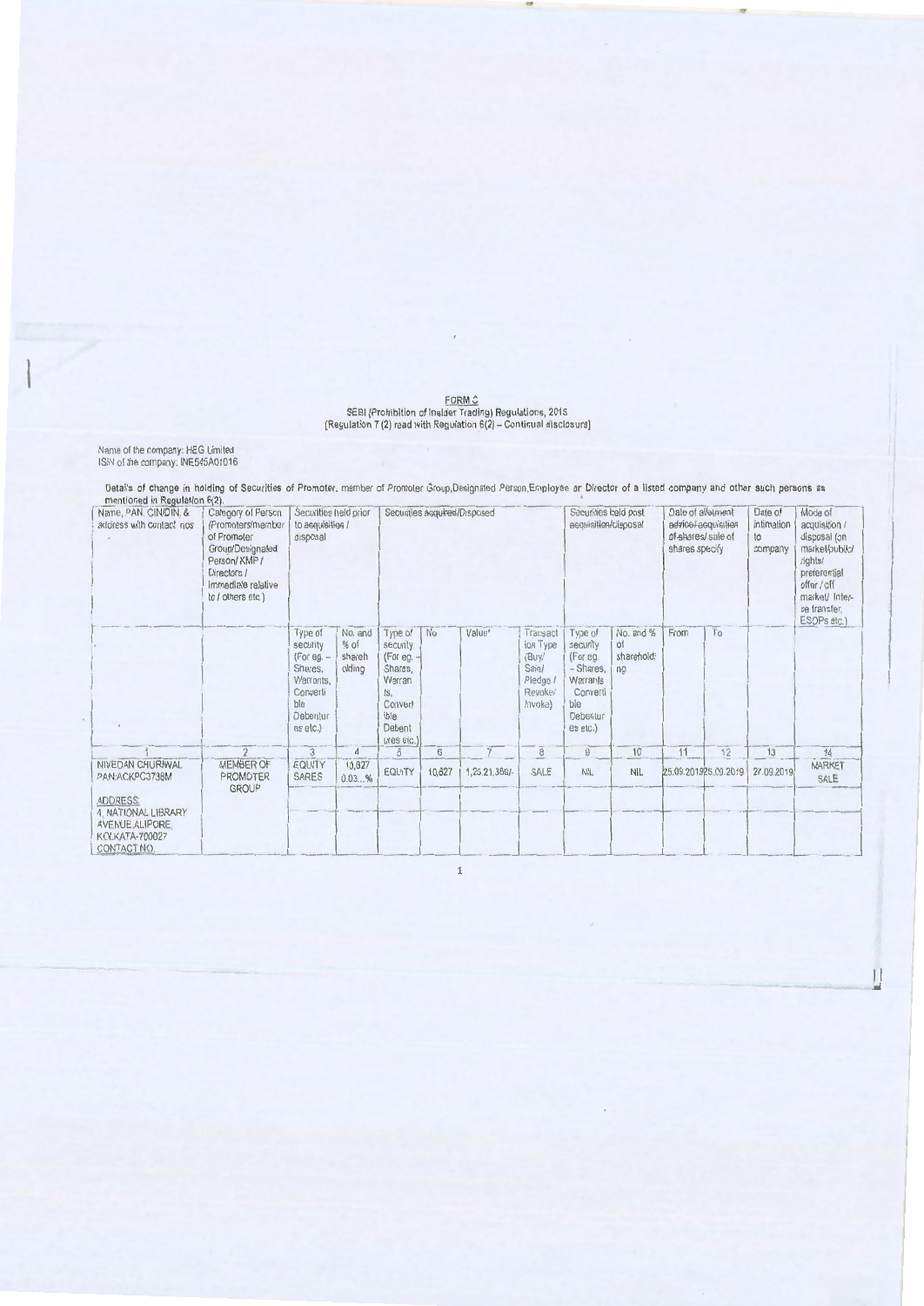FORM C
SEBI (Prohibition of Insider Trading) Regulations, 2015
[Regulation 7 (2) read with Regulation 6(2) – Continual disclosure]

Name of the company: HEG Limited
ISIN of the company: INE545A01016

Details of change in holding of Securities of Promoter, member of Promoter Group,Designated Person,Employee or Director of a listed company and other such persons as mentioned in Regulation 6(2).

| Name, PAN, CIN/DIN, & address with contact nos | Category of Person (Promoters/member of Promoter Group/Designated Person/ KMP / Directors / immediate relative to / others etc.) | Securities held prior to acquisition / disposal | | Securities acquired/Disposed | | | | Securities held post acquisition/disposal | | Date of allotment advice/ acquisition of shares/ sale of shares specify | | Date of intimation to company | Mode of acquisition / disposal (on market/public/ rights/ preferential offer / off market/ Inter-se transfer, ESOPs etc.) |
|---|---|---|---|---|---|---|---|---|---|---|---|---|---|
| | | Type of security (For eg. – Shares, Warrants, Convertible Debentures etc.) | No. and % of shareholding | Type of security (For eg. – Shares, Warrants, Convertible Debentures etc.) | No | Value* | Transaction Type (Buy/ Sale/ Pledge / Revoke/ Invoke) | Type of security (For eg. – Shares, Warrants Convertible Debentures etc.) | No. and % of shareholding | From | To | | |
| 1 | 2 | 3 | 4 | 5 | 6 | 7 | 8 | 9 | 10 | 11 | 12 | 13 | 14 |
| NIVEDAN CHURIWAL PAN:ACKPC3738M<br><br>ADDRESS: 4, NATIONAL LIBRARY AVENUE,ALIPORE, KOLKATA-700027 CONTACT NO. | MEMBER OF PROMOTER GROUP | EQUITY SARES | 10,827 0.03...% | EQUITY | 10,827 | 1,25,21,369/- | SALE | NIL | NIL | 25.09.2019 | 25.09.2019 | 27.09.2019 | MARKET SALE |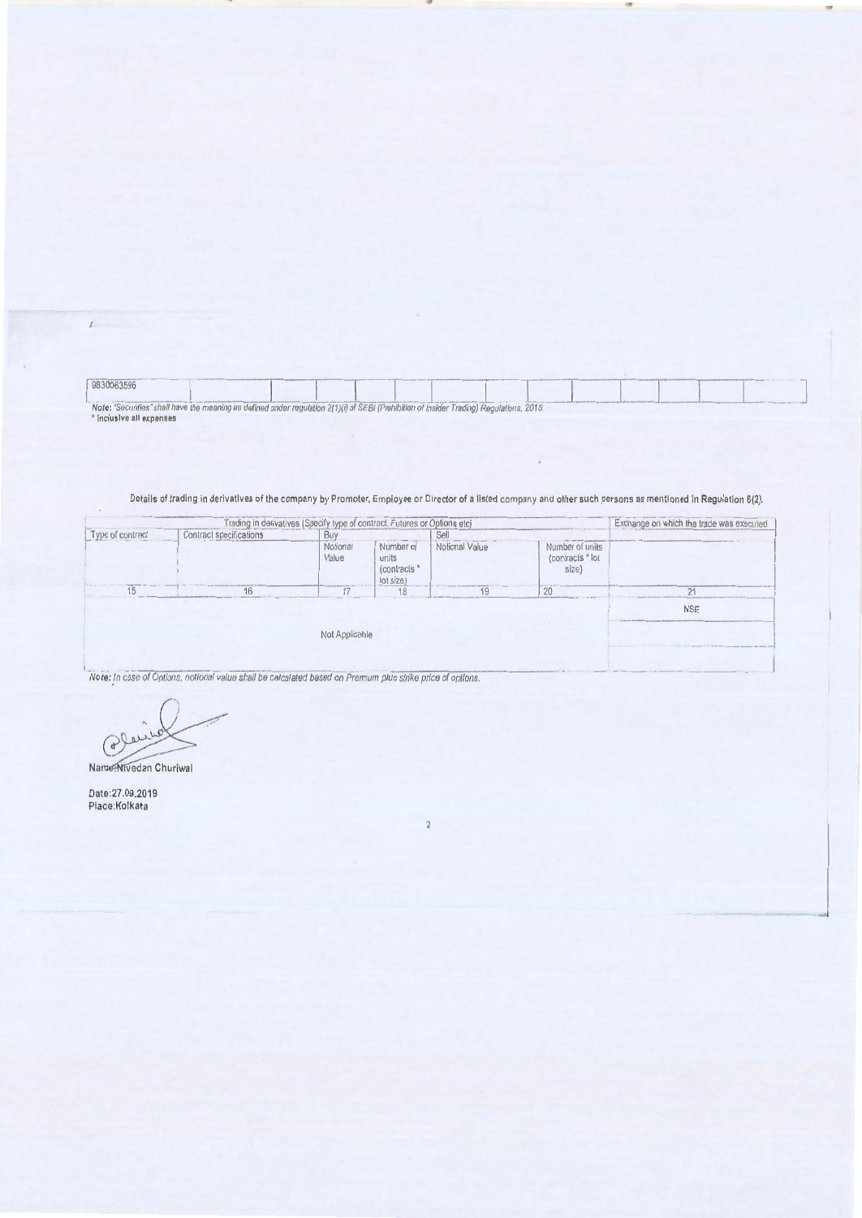| 9830063596 | | | | | | | | | | | | | | |
|---|---|---|---|---|---|---|---|---|---|---|---|---|---|---|

*Note: "Securities" shall have the meaning as defined under regulation 2(1)(i) of SEBI (Prohibition of Insider Trading) Regulations, 2015*

\* Inclusive all expenses

Details of trading in derivatives of the company by Promoter, Employee or Director of a listed company and other such persons as mentioned in Regulation 6(2).

| Trading in derivatives (Specify type of contract, Futures or Options etc) | | | | | | Exchange on which the trade was executed |
|---|---|---|---|---|---|---|
| Type of contract | Contract specifications | Buy | | Sell | | |
| | | Notional Value | Number of units (contracts * lot size) | Notional Value | Number of units (contracts * lot size) | |
| 15 | 16 | 17 | 18 | 19 | 20 | 21 |
| Not Applicable | | | | | | NSE |

*Note: In case of Options, notional value shall be calculated based on Premium plus strike price of options.*

Name:Nivedan Churiwal

Date:27.09.2019
Place:Kolkata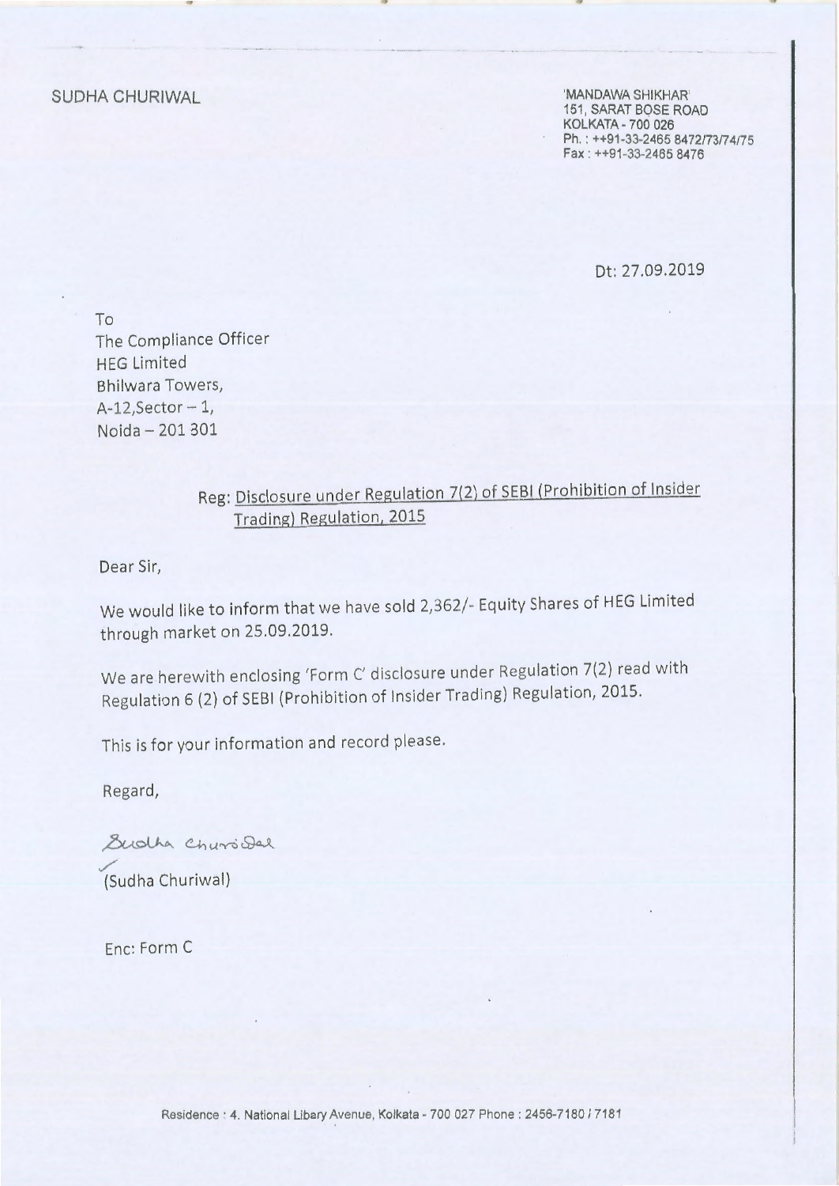SUDHA CHURIWAL

'MANDAWA SHIKHAR'
151, SARAT BOSE ROAD
KOLKATA - 700 026
Ph. : ++91-33-2465 8472/73/74/75
Fax : ++91-33-2465 8476

Dt: 27.09.2019

To
The Compliance Officer
HEG Limited
Bhilwara Towers,
A-12,Sector – 1,
Noida – 201 301

Reg: Disclosure under Regulation 7(2) of SEBI (Prohibition of Insider Trading) Regulation, 2015

Dear Sir,

We would like to inform that we have sold 2,362/- Equity Shares of HEG Limited through market on 25.09.2019.

We are herewith enclosing 'Form C' disclosure under Regulation 7(2) read with Regulation 6 (2) of SEBI (Prohibition of Insider Trading) Regulation, 2015.

This is for your information and record please.

Regard,

Sudha Churiwal

(Sudha Churiwal)

Enc: Form C

Residence : 4. National Libary Avenue, Kolkata - 700 027 Phone : 2456-7180 / 7181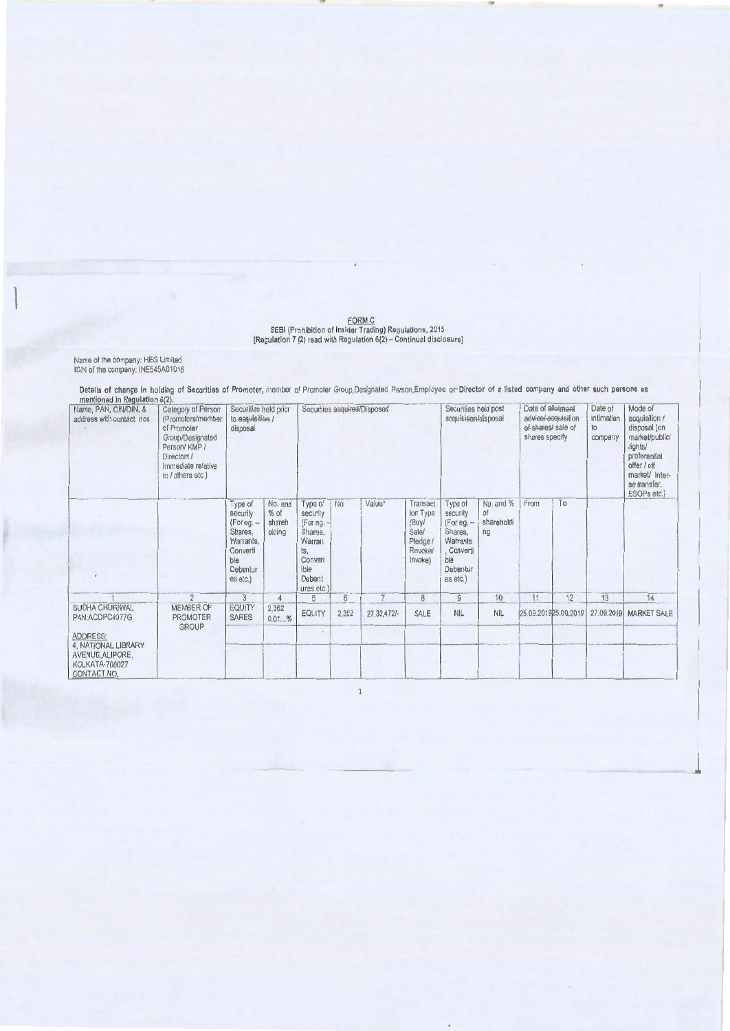FORM C
SEBI (Prohibition of Insider Trading) Regulations, 2015
[Regulation 7 (2) read with Regulation 6(2) – Continual disclosure]

Name of the company: HEG Limited
ISIN of the company: INE545A01016

**Details of change in holding of Securities of Promoter, member of Promoter Group, Designated Person, Employee or Director of a listed company and other such persons as mentioned in Regulation 6(2).**

| Name, PAN, CIN/DIN, & address with contact nos | Category of Person (Promoters/member of Promoter Group/Designated Person/ KMP / Directors / immediate relative to / others etc.) | Securities held prior to acquisition / disposal | | Securities acquired/Disposed | | | | Securities held post acquisition/disposal | | Date of allotment advice/ acquisition of shares/ sale of shares specify | | Date of intimation to company | Mode of acquisition / disposal (on market/public/ rights/ preferential offer / off market/ Inter-se transfer, ESOPs etc.) |
|---|---|---|---|---|---|---|---|---|---|---|---|---|---|
| | | Type of security (For eg. – Shares, Warrants, Convertible Debentures etc.) | No. and % of shareholding | Type of security (For eg. – Shares, Warrants, Convertible Debentures etc.) | No | Value* | Transaction Type (Buy/ Sale/ Pledge / Revoke/ Invoke) | Type of security (For eg. – Shares, Warrants, Convertible Debentures etc.) | No. and % of shareholding | From | To | | |
| 1 | 2 | 3 | 4 | 5 | 6 | 7 | 8 | 9 | 10 | 11 | 12 | 13 | 14 |
| SUDHA CHURIWAL PAN:ACDPC4077G<br>ADDRESS: 4, NATIONAL LIBRARY AVENUE,ALIPORE, KOLKATA-700027 CONTACT NO. | MEMBER OF PROMOTER GROUP | EQUITY SARES | 2,362 0.01...% | EQUITY | 2,362 | 27,33,472/- | SALE | NIL | NIL | 25.09.2019 | 25.09.2019 | 27.09.2019 | MARKET SALE |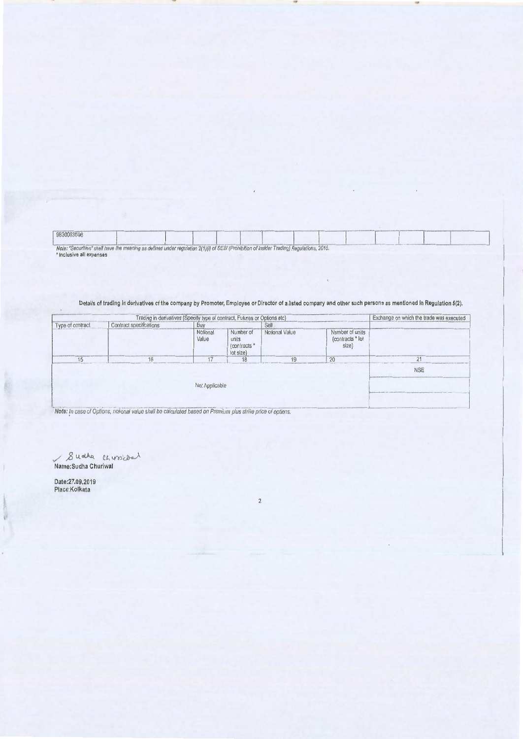| 9830063696 | | | | | | | | | | | | | |
|---|---|---|---|---|---|---|---|---|---|---|---|---|---|

*Note: "Securities" shall have the meaning as defined under regulation 2(1)(i) of SEBI (Prohibition of Insider Trading) Regulations, 2015.*
\* Inclusive all expenses

**Details of trading in derivatives of the company by Promoter, Employee or Director of a listed company and other such persons as mentioned in Regulation 6(2).**

| Trading in derivatives (Specify type of contract, Futures or Options etc) | | | | | | Exchange on which the trade was executed |
|---|---|---|---|---|---|---|
| Type of contract | Contract specifications | Buy | | Sell | | |
| | | Notional Value | Number of units (contracts * lot size) | Notional Value | Number of units (contracts * lot size) | |
| 15 | 16 | 17 | 18 | 19 | 20 | 21 |
| Not Applicable | | | | | | NSE |

*Note: In case of Options, notional value shall be calculated based on Premium plus strike price of options.*

Sudha Churiwal
Name: Sudha Churiwal

Date: 27.09.2019
Place: Kolkata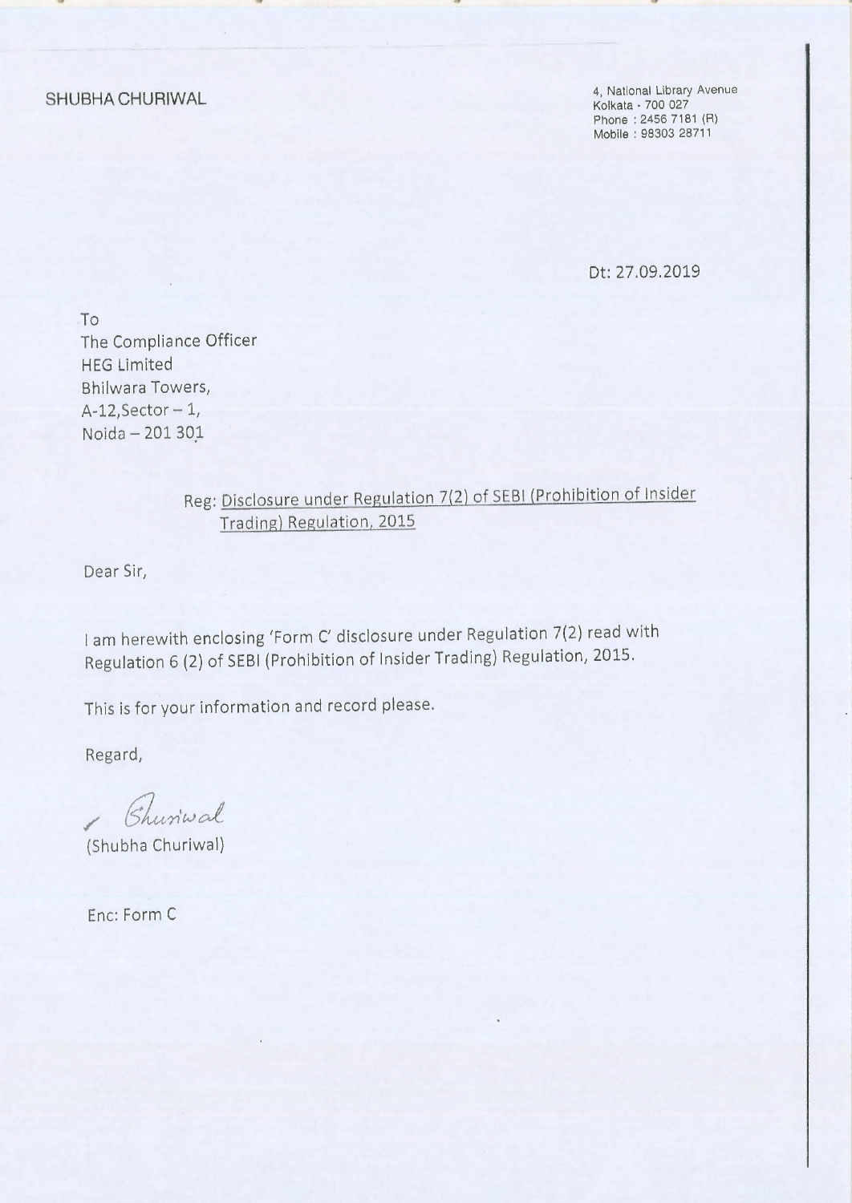SHUBHA CHURIWAL

4, National Library Avenue
Kolkata - 700 027
Phone : 2456 7181 (R)
Mobile : 98303 28711

Dt: 27.09.2019

To
The Compliance Officer
HEG Limited
Bhilwara Towers,
A-12,Sector – 1,
Noida – 201 301

Reg: Disclosure under Regulation 7(2) of SEBI (Prohibition of Insider Trading) Regulation, 2015

Dear Sir,

I am herewith enclosing 'Form C' disclosure under Regulation 7(2) read with Regulation 6 (2) of SEBI (Prohibition of Insider Trading) Regulation, 2015.

This is for your information and record please.

Regard,

Churiwal

(Shubha Churiwal)

Enc: Form C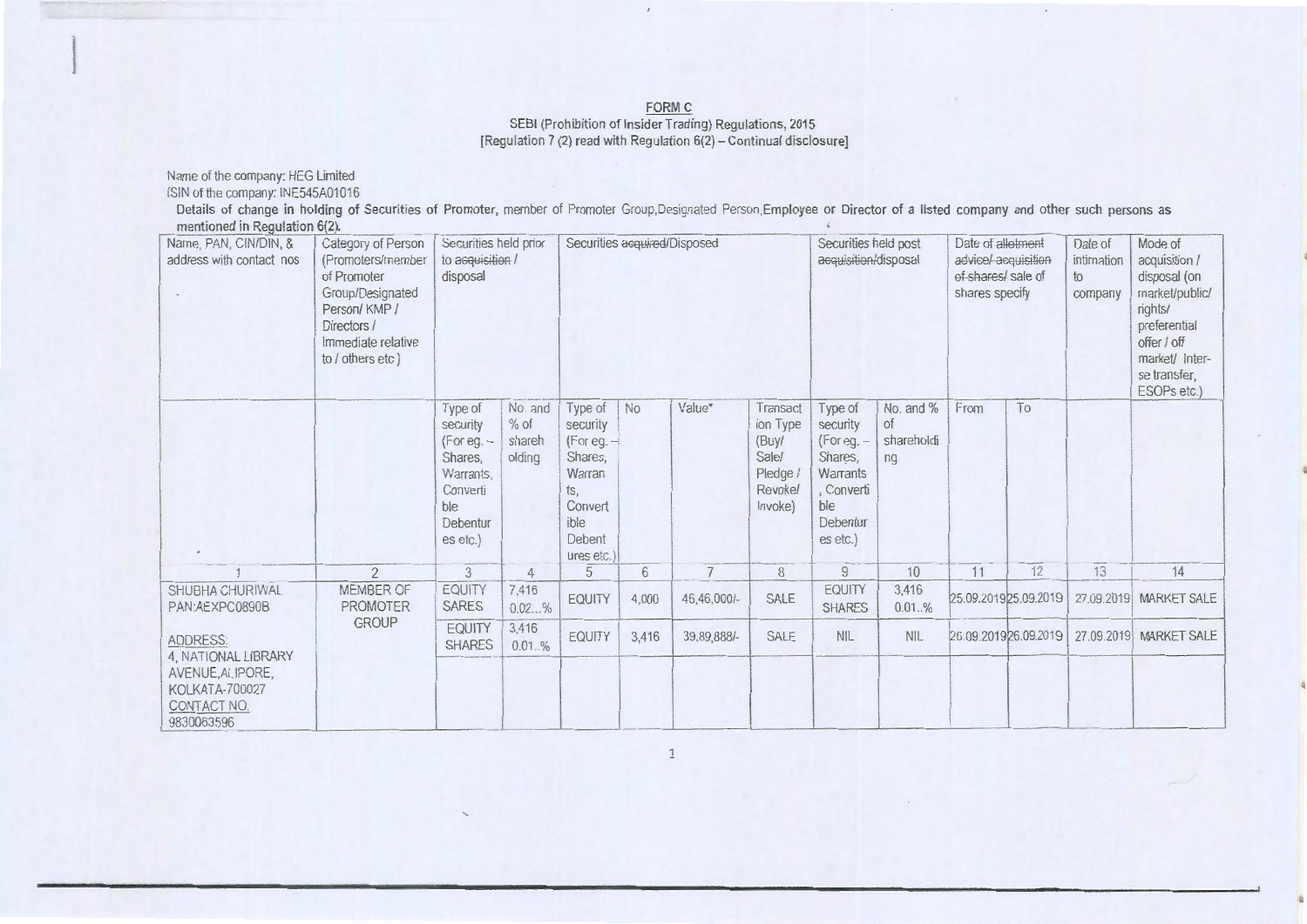**FORM C**

SEBI (Prohibition of Insider Trading) Regulations, 2015
[Regulation 7 (2) read with Regulation 6(2) – Continual disclosure]

Name of the company: HEG Limited
ISIN of the company: INE545A01016

**Details of change in holding of Securities of Promoter, member of Promoter Group,Designated Person,Employee or Director of a listed company and other such persons as mentioned in Regulation 6(2).**

| Name, PAN, CIN/DIN, & address with contact nos | Category of Person (Promoters/member of Promoter Group/Designated Person/ KMP / Directors / Immediate relative to / others etc ) | Securities held prior to acquisition / disposal | | Securities acquired/Disposed | | | | Securities held post acquisition/disposal | | Date of allotment advice/ acquisition of shares/ sale of shares specify | | Date of intimation to company | Mode of acquisition / disposal (on market/public/ rights/ preferential offer / off market/ Inter-se transfer, ESOPs etc.) |
|---|---|---|---|---|---|---|---|---|---|---|---|---|---|
| | | Type of security (For eg. – Shares, Warrants, Convertible Debentures etc.) | No. and % of shareholding | Type of security (For eg. – Shares, Warrants, Convertible Debentures etc.) | No | Value* | Transaction Type (Buy/ Sale/ Pledge / Revoke/ Invoke) | Type of security (For eg. – Shares, Warrants, Convertible Debentures etc.) | No. and % of shareholding | From | To | | |
| 1 | 2 | 3 | 4 | 5 | 6 | 7 | 8 | 9 | 10 | 11 | 12 | 13 | 14 |
| SHUBHA CHURIWAL PAN:AEXPC0890B | MEMBER OF PROMOTER GROUP | EQUITY SARES | 7,416 0.02..% | EQUITY | 4,000 | 46,46,000/- | SALE | EQUITY SHARES | 3,416 0.01..% | 25.09.2019 | 25.09.2019 | 27.09.2019 | MARKET SALE |
| ADDRESS: 4, NATIONAL LIBRARY AVENUE,ALIPORE, KOLKATA-700027 CONTACT NO. 9830063596 | | EQUITY SHARES | 3,416 0.01..% | EQUITY | 3,416 | 39,89,888/- | SALE | NIL | NIL | 26.09.2019 | 26.09.2019 | 27.09.2019 | MARKET SALE |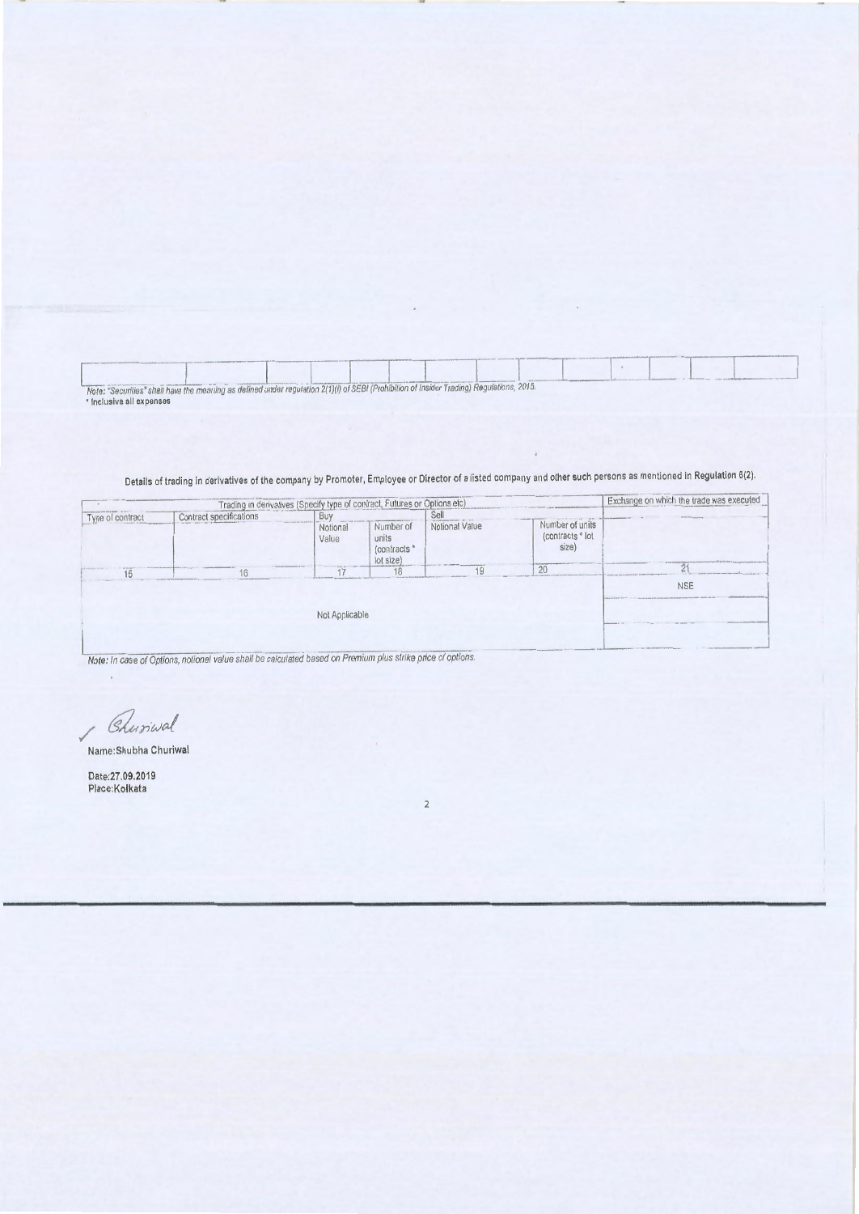| | | | | | | | | | | | | | | |
|---|---|---|---|---|---|---|---|---|---|---|---|---|---|---|
| | | | | | | | | | | | | | | |

*Note: "Securities" shall have the meaning as defined under regulation 2(1)(i) of SEBI (Prohibition of Insider Trading) Regulations, 2015.*

\* Inclusive all expenses

Details of trading in derivatives of the company by Promoter, Employee or Director of a listed company and other such persons as mentioned in Regulation 6(2).

| Trading in derivatives (Specify type of contract, Futures or Options etc) | | | | | | Exchange on which the trade was executed |
|---|---|---|---|---|---|---|
| Type of contract | Contract specifications | Buy | | Sell | | |
| | | Notional Value | Number of units (contracts * lot size) | Notional Value | Number of units (contracts * lot size) | |
| 15 | 16 | 17 | 18 | 19 | 20 | 21 |
| Not Applicable | | | | | | NSE |

*Note: In case of Options, notional value shall be calculated based on Premium plus strike price of options.*

Name: Shubha Churiwal

Date: 27.09.2019

Place: Kolkata